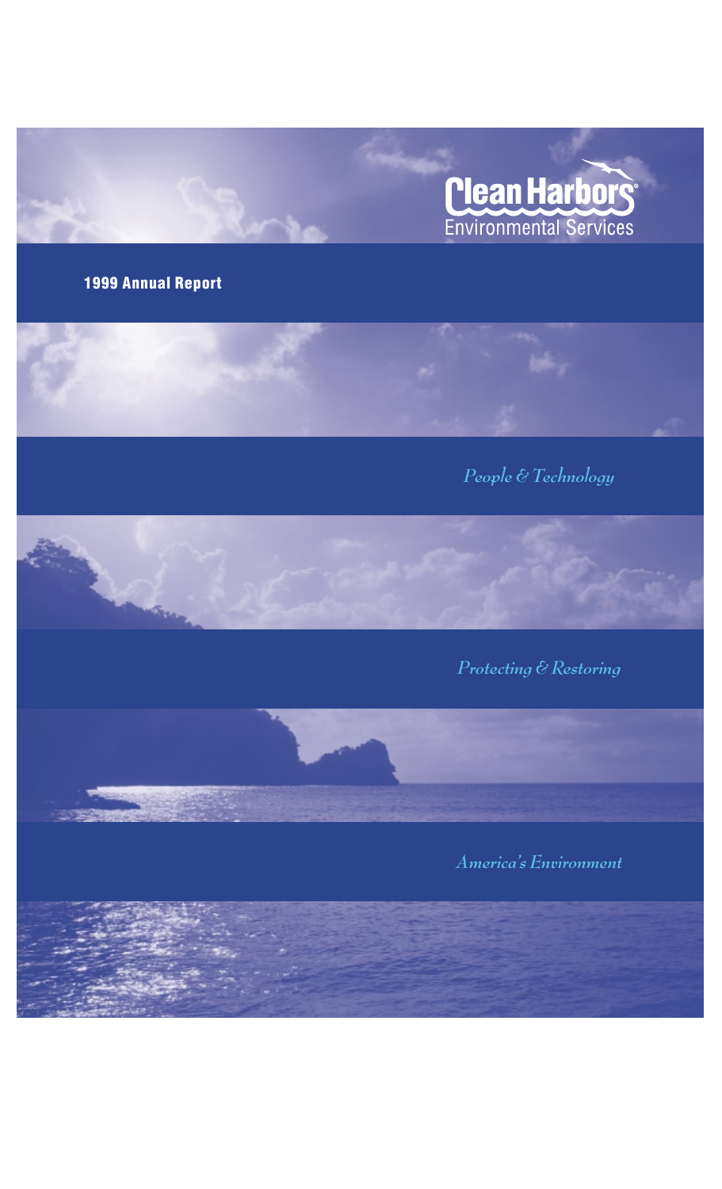# Clean Harbors

Environmental Services

## 1999 Annual Report

*People & Technology*

*Protecting & Restoring*

*America's Environment*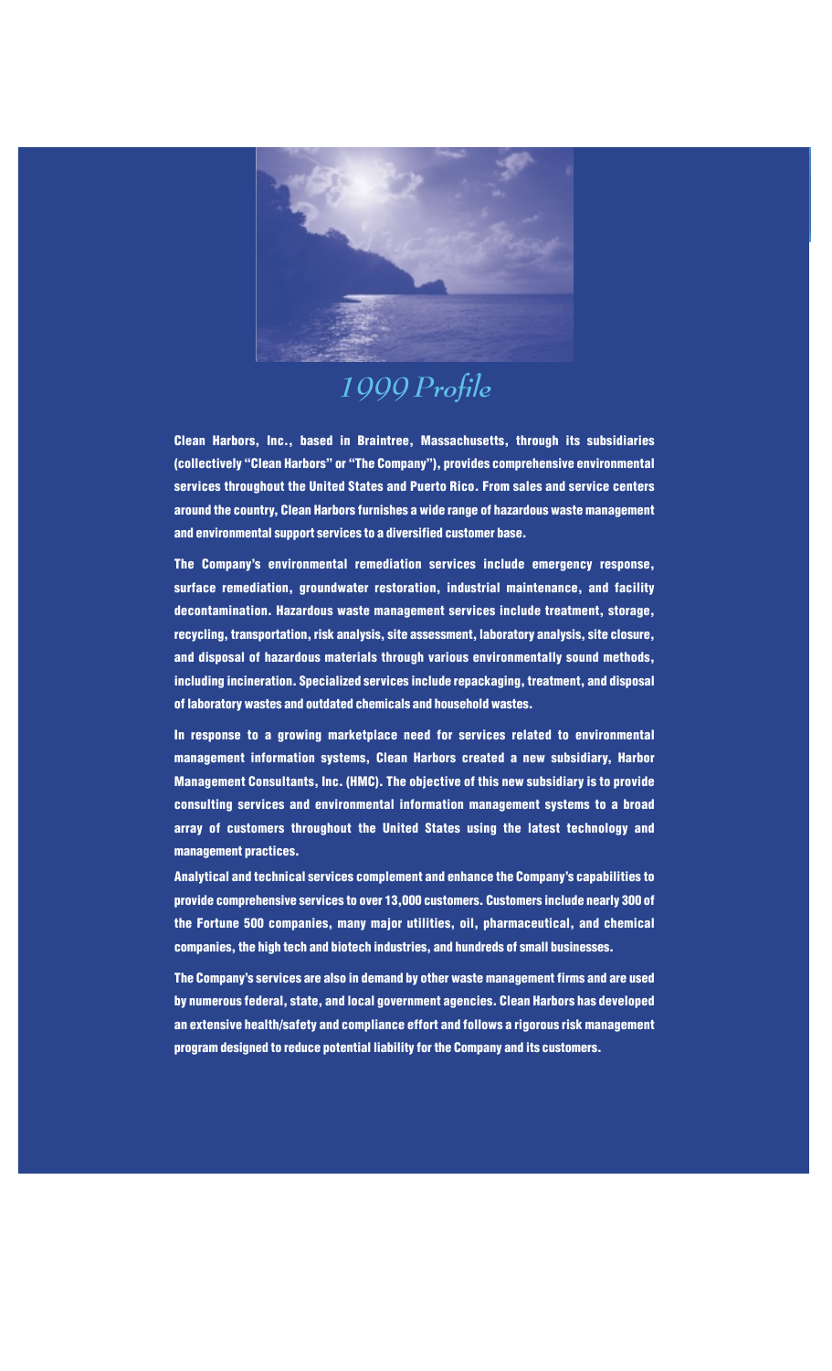# 1999 Profile

**Clean Harbors, Inc., based in Braintree, Massachusetts, through its subsidiaries (collectively "Clean Harbors" or "The Company"), provides comprehensive environmental services throughout the United States and Puerto Rico. From sales and service centers around the country, Clean Harbors furnishes a wide range of hazardous waste management and environmental support services to a diversified customer base.**

**The Company's environmental remediation services include emergency response, surface remediation, groundwater restoration, industrial maintenance, and facility decontamination. Hazardous waste management services include treatment, storage, recycling, transportation, risk analysis, site assessment, laboratory analysis, site closure, and disposal of hazardous materials through various environmentally sound methods, including incineration. Specialized services include repackaging, treatment, and disposal of laboratory wastes and outdated chemicals and household wastes.**

**In response to a growing marketplace need for services related to environmental management information systems, Clean Harbors created a new subsidiary, Harbor Management Consultants, Inc. (HMC). The objective of this new subsidiary is to provide consulting services and environmental information management systems to a broad array of customers throughout the United States using the latest technology and management practices.**

**Analytical and technical services complement and enhance the Company's capabilities to provide comprehensive services to over 13,000 customers. Customers include nearly 300 of the Fortune 500 companies, many major utilities, oil, pharmaceutical, and chemical companies, the high tech and biotech industries, and hundreds of small businesses.**

**The Company's services are also in demand by other waste management firms and are used by numerous federal, state, and local government agencies. Clean Harbors has developed an extensive health/safety and compliance effort and follows a rigorous risk management program designed to reduce potential liability for the Company and its customers.**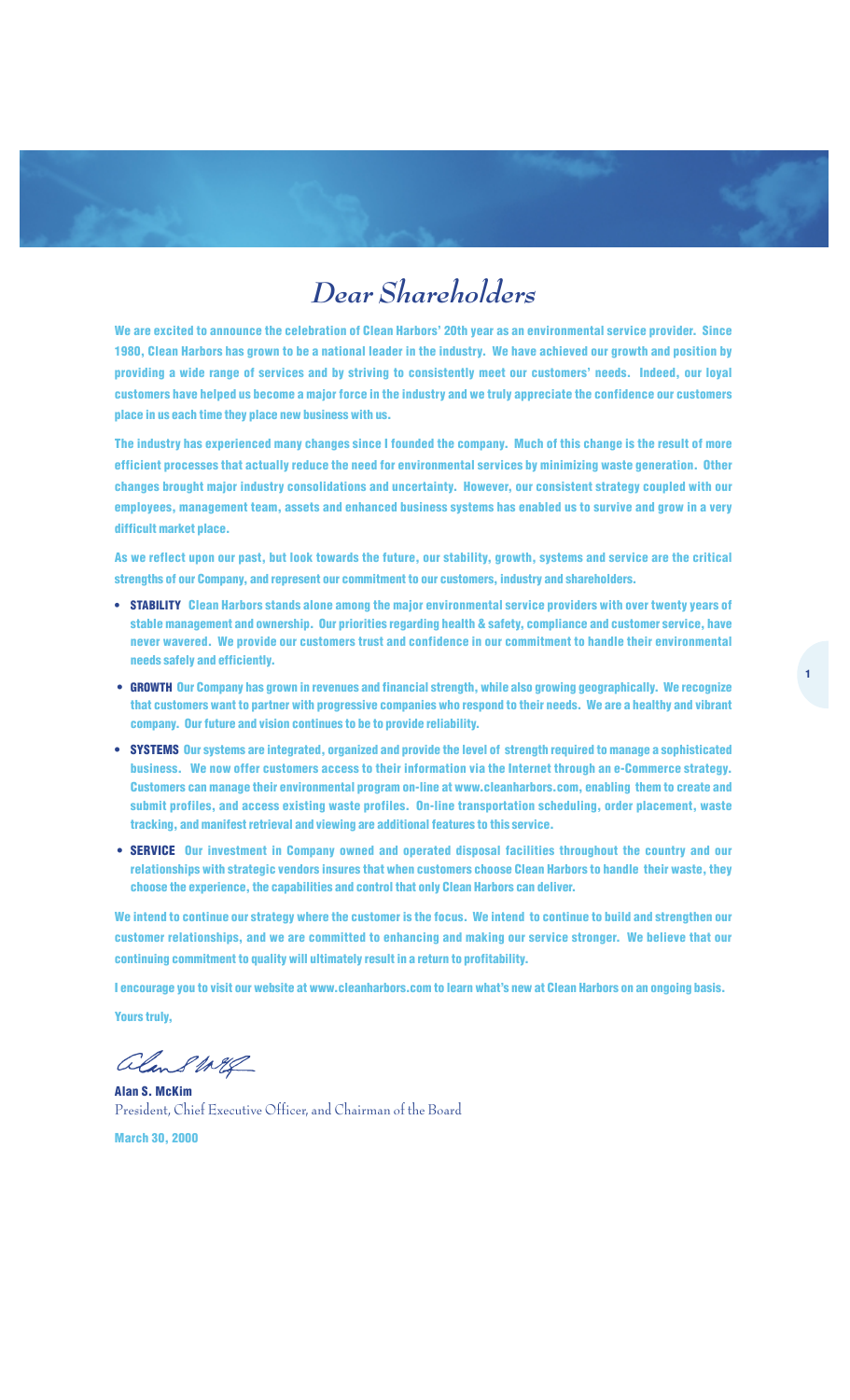# *Dear Shareholders*

**We are excited to announce the celebration of Clean Harbors' 20th year as an environmental service provider. Since 1980, Clean Harbors has grown to be a national leader in the industry. We have achieved our growth and position by providing a wide range of services and by striving to consistently meet our customers' needs. Indeed, our loyal customers have helped us become a major force in the industry and we truly appreciate the confidence our customers place in us each time they place new business with us.**

**The industry has experienced many changes since I founded the company. Much of this change is the result of more efficient processes that actually reduce the need for environmental services by minimizing waste generation. Other changes brought major industry consolidations and uncertainty. However, our consistent strategy coupled with our employees, management team, assets and enhanced business systems has enabled us to survive and grow in a very difficult market place.**

**As we reflect upon our past, but look towards the future, our stability, growth, systems and service are the critical strengths of our Company, and represent our commitment to our customers, industry and shareholders.**

- **STABILITY** Clean Harbors stands alone among the major environmental service providers with over twenty years of stable management and ownership. Our priorities regarding health & safety, compliance and customer service, have never wavered. We provide our customers trust and confidence in our commitment to handle their environmental needs safely and efficiently.
- **GROWTH** Our Company has grown in revenues and financial strength, while also growing geographically. We recognize that customers want to partner with progressive companies who respond to their needs. We are a healthy and vibrant company. Our future and vision continues to be to provide reliability.
- **SYSTEMS** Our systems are integrated, organized and provide the level of strength required to manage a sophisticated business. We now offer customers access to their information via the Internet through an e-Commerce strategy. Customers can manage their environmental program on-line at www.cleanharbors.com, enabling them to create and submit profiles, and access existing waste profiles. On-line transportation scheduling, order placement, waste tracking, and manifest retrieval and viewing are additional features to this service.
- **SERVICE** Our investment in Company owned and operated disposal facilities throughout the country and our relationships with strategic vendors insures that when customers choose Clean Harbors to handle their waste, they choose the experience, the capabilities and control that only Clean Harbors can deliver.

**We intend to continue our strategy where the customer is the focus. We intend to continue to build and strengthen our customer relationships, and we are committed to enhancing and making our service stronger. We believe that our continuing commitment to quality will ultimately result in a return to profitability.**

**I encourage you to visit our website at www.cleanharbors.com to learn what's new at Clean Harbors on an ongoing basis.**

**Yours truly,**

**Alan S. McKim**
President, Chief Executive Officer, and Chairman of the Board

**March 30, 2000**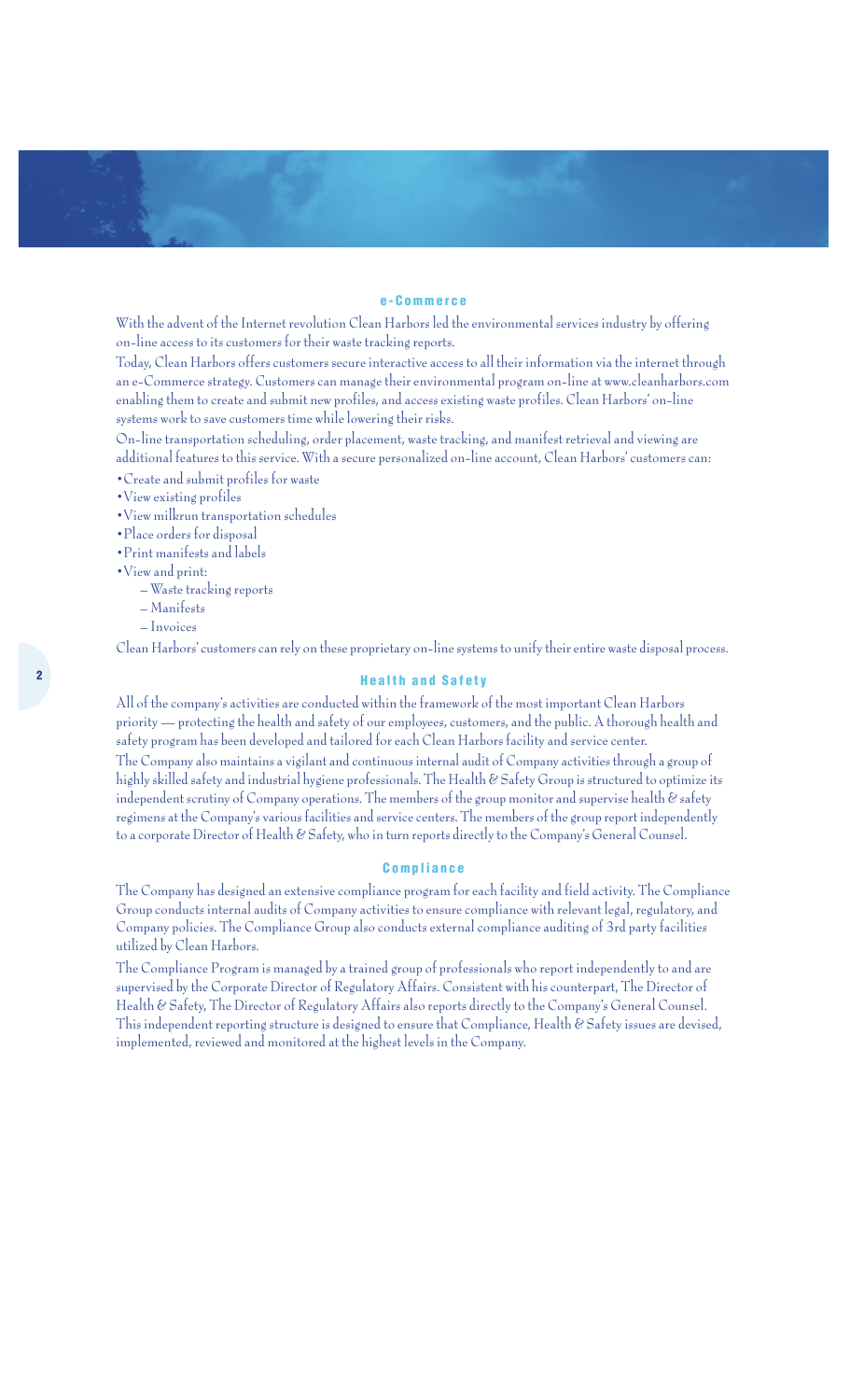## e-Commerce

With the advent of the Internet revolution Clean Harbors led the environmental services industry by offering on-line access to its customers for their waste tracking reports.

Today, Clean Harbors offers customers secure interactive access to all their information via the internet through an e-Commerce strategy. Customers can manage their environmental program on-line at www.cleanharbors.com enabling them to create and submit new profiles, and access existing waste profiles. Clean Harbors' on-line systems work to save customers time while lowering their risks.

On-line transportation scheduling, order placement, waste tracking, and manifest retrieval and viewing are additional features to this service. With a secure personalized on-line account, Clean Harbors' customers can:

- Create and submit profiles for waste
- View existing profiles
- View milkrun transportation schedules
- Place orders for disposal
- Print manifests and labels
- View and print:
  - Waste tracking reports
  - Manifests
  - Invoices

Clean Harbors' customers can rely on these proprietary on-line systems to unify their entire waste disposal process.

## Health and Safety

All of the company's activities are conducted within the framework of the most important Clean Harbors priority — protecting the health and safety of our employees, customers, and the public. A thorough health and safety program has been developed and tailored for each Clean Harbors facility and service center.

The Company also maintains a vigilant and continuous internal audit of Company activities through a group of highly skilled safety and industrial hygiene professionals. The Health & Safety Group is structured to optimize its independent scrutiny of Company operations. The members of the group monitor and supervise health & safety regimens at the Company's various facilities and service centers. The members of the group report independently to a corporate Director of Health & Safety, who in turn reports directly to the Company's General Counsel.

## Compliance

The Company has designed an extensive compliance program for each facility and field activity. The Compliance Group conducts internal audits of Company activities to ensure compliance with relevant legal, regulatory, and Company policies. The Compliance Group also conducts external compliance auditing of 3rd party facilities utilized by Clean Harbors.

The Compliance Program is managed by a trained group of professionals who report independently to and are supervised by the Corporate Director of Regulatory Affairs. Consistent with his counterpart, The Director of Health & Safety, The Director of Regulatory Affairs also reports directly to the Company's General Counsel. This independent reporting structure is designed to ensure that Compliance, Health & Safety issues are devised, implemented, reviewed and monitored at the highest levels in the Company.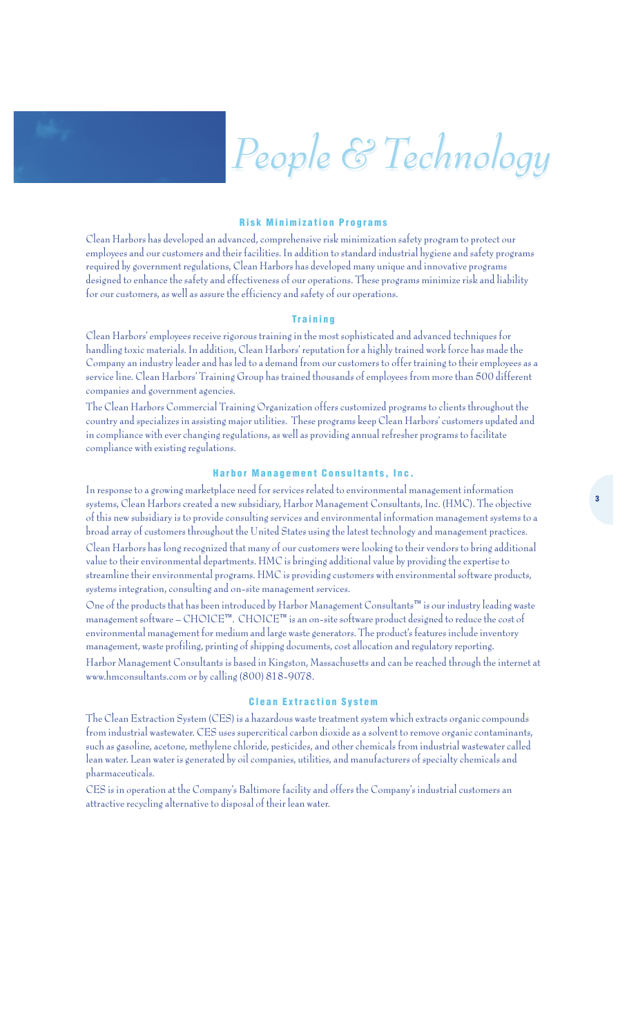# People & Technology

### Risk Minimization Programs

Clean Harbors has developed an advanced, comprehensive risk minimization safety program to protect our employees and our customers and their facilities. In addition to standard industrial hygiene and safety programs required by government regulations, Clean Harbors has developed many unique and innovative programs designed to enhance the safety and effectiveness of our operations. These programs minimize risk and liability for our customers, as well as assure the efficiency and safety of our operations.

### Training

Clean Harbors' employees receive rigorous training in the most sophisticated and advanced techniques for handling toxic materials. In addition, Clean Harbors' reputation for a highly trained work force has made the Company an industry leader and has led to a demand from our customers to offer training to their employees as a service line. Clean Harbors' Training Group has trained thousands of employees from more than 500 different companies and government agencies.

The Clean Harbors Commercial Training Organization offers customized programs to clients throughout the country and specializes in assisting major utilities. These programs keep Clean Harbors' customers updated and in compliance with ever changing regulations, as well as providing annual refresher programs to facilitate compliance with existing regulations.

### Harbor Management Consultants, Inc.

In response to a growing marketplace need for services related to environmental management information systems, Clean Harbors created a new subsidiary, Harbor Management Consultants, Inc. (HMC). The objective of this new subsidiary is to provide consulting services and environmental information management systems to a broad array of customers throughout the United States using the latest technology and management practices.

Clean Harbors has long recognized that many of our customers were looking to their vendors to bring additional value to their environmental departments. HMC is bringing additional value by providing the expertise to streamline their environmental programs. HMC is providing customers with environmental software products, systems integration, consulting and on-site management services.

One of the products that has been introduced by Harbor Management Consultants™ is our industry leading waste management software – CHOICE™. CHOICE™ is an on-site software product designed to reduce the cost of environmental management for medium and large waste generators. The product's features include inventory management, waste profiling, printing of shipping documents, cost allocation and regulatory reporting.

Harbor Management Consultants is based in Kingston, Massachusetts and can be reached through the internet at www.hmconsultants.com or by calling (800) 818-9078.

### Clean Extraction System

The Clean Extraction System (CES) is a hazardous waste treatment system which extracts organic compounds from industrial wastewater. CES uses supercritical carbon dioxide as a solvent to remove organic contaminants, such as gasoline, acetone, methylene chloride, pesticides, and other chemicals from industrial wastewater called lean water. Lean water is generated by oil companies, utilities, and manufacturers of specialty chemicals and pharmaceuticals.

CES is in operation at the Company's Baltimore facility and offers the Company's industrial customers an attractive recycling alternative to disposal of their lean water.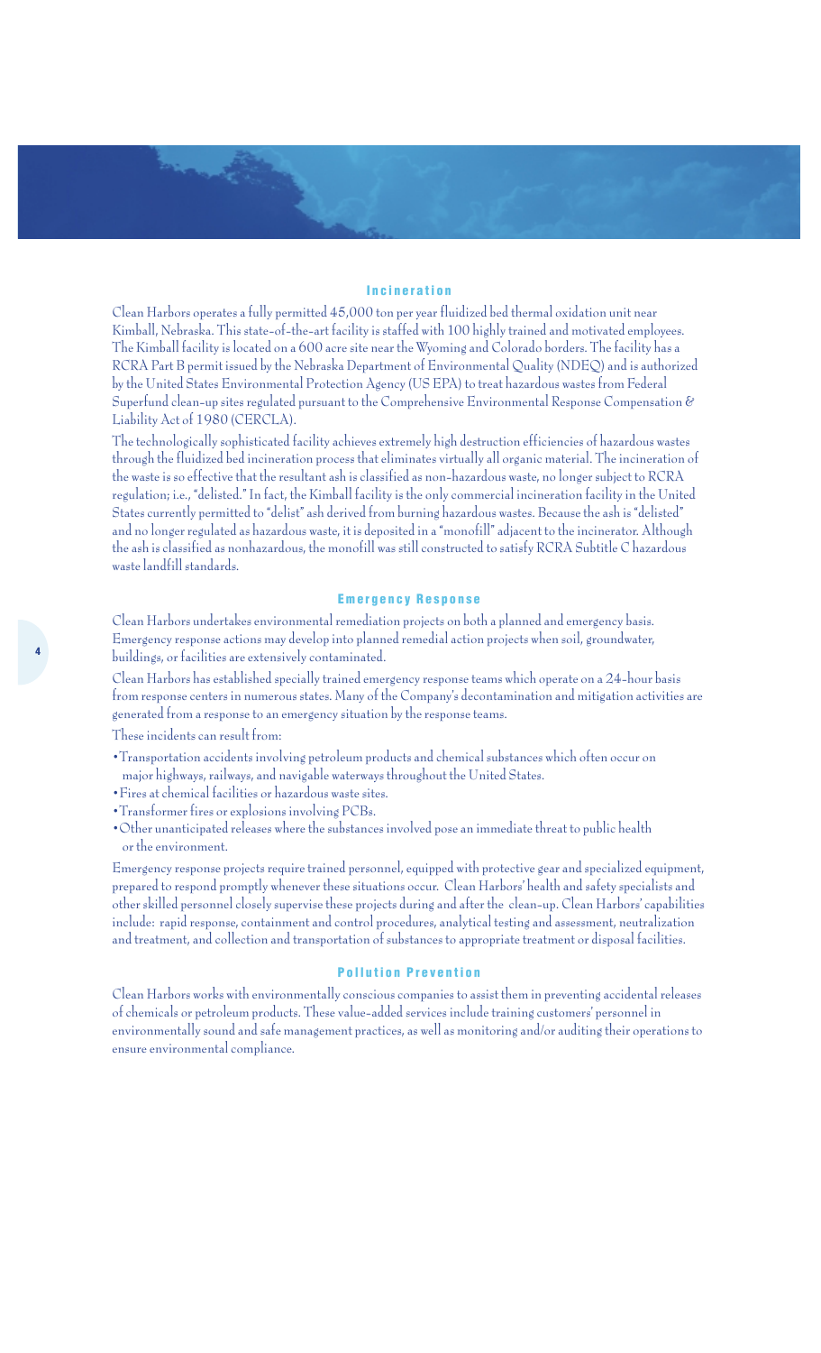## Incineration

Clean Harbors operates a fully permitted 45,000 ton per year fluidized bed thermal oxidation unit near Kimball, Nebraska. This state-of-the-art facility is staffed with 100 highly trained and motivated employees. The Kimball facility is located on a 600 acre site near the Wyoming and Colorado borders. The facility has a RCRA Part B permit issued by the Nebraska Department of Environmental Quality (NDEQ) and is authorized by the United States Environmental Protection Agency (US EPA) to treat hazardous wastes from Federal Superfund clean-up sites regulated pursuant to the Comprehensive Environmental Response Compensation & Liability Act of 1980 (CERCLA).

The technologically sophisticated facility achieves extremely high destruction efficiencies of hazardous wastes through the fluidized bed incineration process that eliminates virtually all organic material. The incineration of the waste is so effective that the resultant ash is classified as non-hazardous waste, no longer subject to RCRA regulation; i.e., "delisted." In fact, the Kimball facility is the only commercial incineration facility in the United States currently permitted to "delist" ash derived from burning hazardous wastes. Because the ash is "delisted" and no longer regulated as hazardous waste, it is deposited in a "monofill" adjacent to the incinerator. Although the ash is classified as nonhazardous, the monofill was still constructed to satisfy RCRA Subtitle C hazardous waste landfill standards.

## Emergency Response

Clean Harbors undertakes environmental remediation projects on both a planned and emergency basis. Emergency response actions may develop into planned remedial action projects when soil, groundwater, buildings, or facilities are extensively contaminated.

Clean Harbors has established specially trained emergency response teams which operate on a 24-hour basis from response centers in numerous states. Many of the Company's decontamination and mitigation activities are generated from a response to an emergency situation by the response teams.

These incidents can result from:

- Transportation accidents involving petroleum products and chemical substances which often occur on major highways, railways, and navigable waterways throughout the United States.
- Fires at chemical facilities or hazardous waste sites.
- Transformer fires or explosions involving PCBs.
- Other unanticipated releases where the substances involved pose an immediate threat to public health or the environment.

Emergency response projects require trained personnel, equipped with protective gear and specialized equipment, prepared to respond promptly whenever these situations occur. Clean Harbors' health and safety specialists and other skilled personnel closely supervise these projects during and after the clean-up. Clean Harbors' capabilities include: rapid response, containment and control procedures, analytical testing and assessment, neutralization and treatment, and collection and transportation of substances to appropriate treatment or disposal facilities.

## Pollution Prevention

Clean Harbors works with environmentally conscious companies to assist them in preventing accidental releases of chemicals or petroleum products. These value-added services include training customers' personnel in environmentally sound and safe management practices, as well as monitoring and/or auditing their operations to ensure environmental compliance.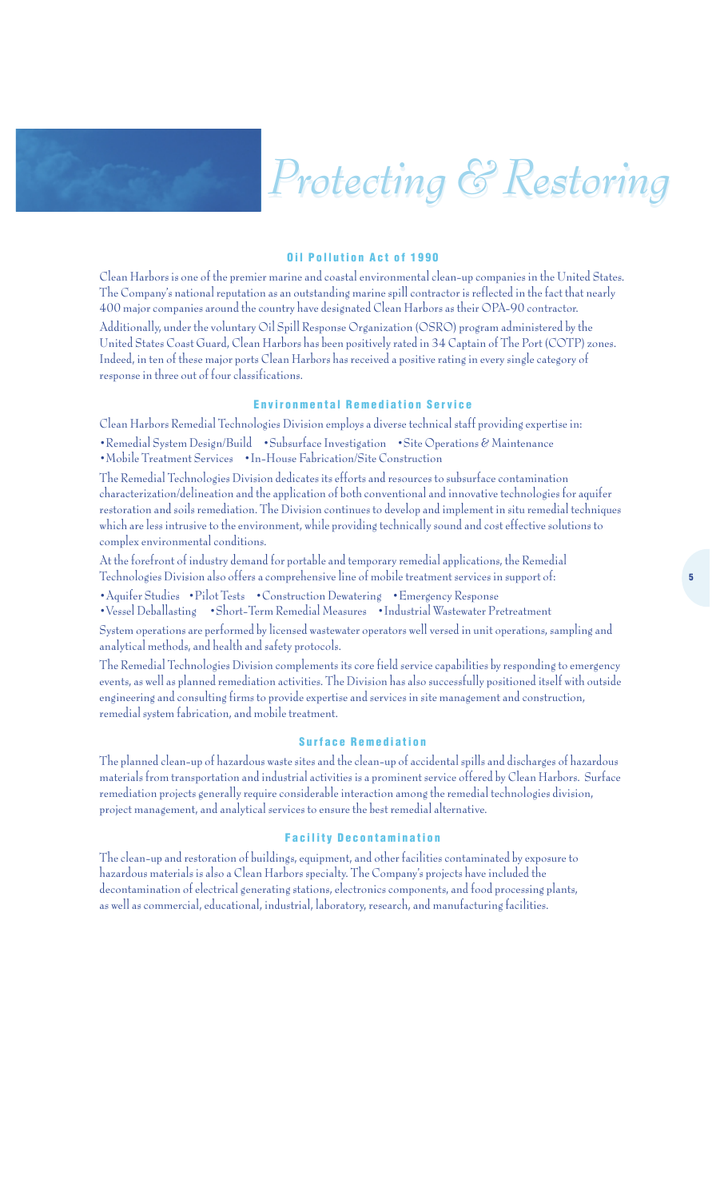# *Protecting & Restoring*

## Oil Pollution Act of 1990

Clean Harbors is one of the premier marine and coastal environmental clean-up companies in the United States. The Company's national reputation as an outstanding marine spill contractor is reflected in the fact that nearly 400 major companies around the country have designated Clean Harbors as their OPA-90 contractor.

Additionally, under the voluntary Oil Spill Response Organization (OSRO) program administered by the United States Coast Guard, Clean Harbors has been positively rated in 34 Captain of The Port (COTP) zones. Indeed, in ten of these major ports Clean Harbors has received a positive rating in every single category of response in three out of four classifications.

## Environmental Remediation Service

Clean Harbors Remedial Technologies Division employs a diverse technical staff providing expertise in:

- Remedial System Design/Build
- Subsurface Investigation
- Site Operations & Maintenance
- Mobile Treatment Services
- In-House Fabrication/Site Construction

The Remedial Technologies Division dedicates its efforts and resources to subsurface contamination characterization/delineation and the application of both conventional and innovative technologies for aquifer restoration and soils remediation. The Division continues to develop and implement in situ remedial techniques which are less intrusive to the environment, while providing technically sound and cost effective solutions to complex environmental conditions.

At the forefront of industry demand for portable and temporary remedial applications, the Remedial Technologies Division also offers a comprehensive line of mobile treatment services in support of:

- Aquifer Studies
- Pilot Tests
- Construction Dewatering
- Emergency Response
- Vessel Deballasting
- Short-Term Remedial Measures
- Industrial Wastewater Pretreatment

System operations are performed by licensed wastewater operators well versed in unit operations, sampling and analytical methods, and health and safety protocols.

The Remedial Technologies Division complements its core field service capabilities by responding to emergency events, as well as planned remediation activities. The Division has also successfully positioned itself with outside engineering and consulting firms to provide expertise and services in site management and construction, remedial system fabrication, and mobile treatment.

## Surface Remediation

The planned clean-up of hazardous waste sites and the clean-up of accidental spills and discharges of hazardous materials from transportation and industrial activities is a prominent service offered by Clean Harbors. Surface remediation projects generally require considerable interaction among the remedial technologies division, project management, and analytical services to ensure the best remedial alternative.

## Facility Decontamination

The clean-up and restoration of buildings, equipment, and other facilities contaminated by exposure to hazardous materials is also a Clean Harbors specialty. The Company's projects have included the decontamination of electrical generating stations, electronics components, and food processing plants, as well as commercial, educational, industrial, laboratory, research, and manufacturing facilities.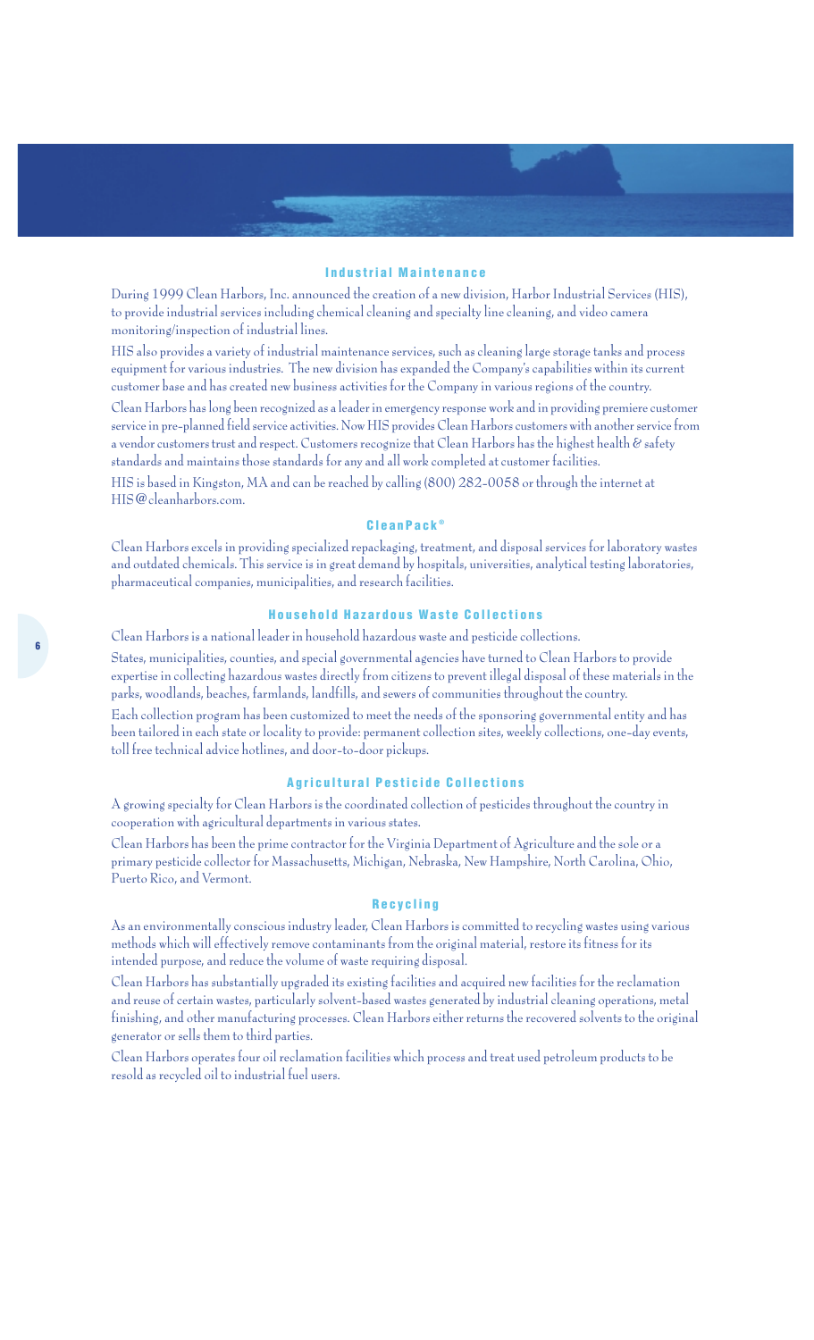## Industrial Maintenance

During 1999 Clean Harbors, Inc. announced the creation of a new division, Harbor Industrial Services (HIS), to provide industrial services including chemical cleaning and specialty line cleaning, and video camera monitoring/inspection of industrial lines.

HIS also provides a variety of industrial maintenance services, such as cleaning large storage tanks and process equipment for various industries. The new division has expanded the Company's capabilities within its current customer base and has created new business activities for the Company in various regions of the country.

Clean Harbors has long been recognized as a leader in emergency response work and in providing premiere customer service in pre-planned field service activities. Now HIS provides Clean Harbors customers with another service from a vendor customers trust and respect. Customers recognize that Clean Harbors has the highest health & safety standards and maintains those standards for any and all work completed at customer facilities.

HIS is based in Kingston, MA and can be reached by calling (800) 282-0058 or through the internet at HIS@cleanharbors.com.

## CleanPack®

Clean Harbors excels in providing specialized repackaging, treatment, and disposal services for laboratory wastes and outdated chemicals. This service is in great demand by hospitals, universities, analytical testing laboratories, pharmaceutical companies, municipalities, and research facilities.

## Household Hazardous Waste Collections

Clean Harbors is a national leader in household hazardous waste and pesticide collections.

States, municipalities, counties, and special governmental agencies have turned to Clean Harbors to provide expertise in collecting hazardous wastes directly from citizens to prevent illegal disposal of these materials in the parks, woodlands, beaches, farmlands, landfills, and sewers of communities throughout the country.

Each collection program has been customized to meet the needs of the sponsoring governmental entity and has been tailored in each state or locality to provide: permanent collection sites, weekly collections, one-day events, toll free technical advice hotlines, and door-to-door pickups.

## Agricultural Pesticide Collections

A growing specialty for Clean Harbors is the coordinated collection of pesticides throughout the country in cooperation with agricultural departments in various states.

Clean Harbors has been the prime contractor for the Virginia Department of Agriculture and the sole or a primary pesticide collector for Massachusetts, Michigan, Nebraska, New Hampshire, North Carolina, Ohio, Puerto Rico, and Vermont.

## Recycling

As an environmentally conscious industry leader, Clean Harbors is committed to recycling wastes using various methods which will effectively remove contaminants from the original material, restore its fitness for its intended purpose, and reduce the volume of waste requiring disposal.

Clean Harbors has substantially upgraded its existing facilities and acquired new facilities for the reclamation and reuse of certain wastes, particularly solvent-based wastes generated by industrial cleaning operations, metal finishing, and other manufacturing processes. Clean Harbors either returns the recovered solvents to the original generator or sells them to third parties.

Clean Harbors operates four oil reclamation facilities which process and treat used petroleum products to be resold as recycled oil to industrial fuel users.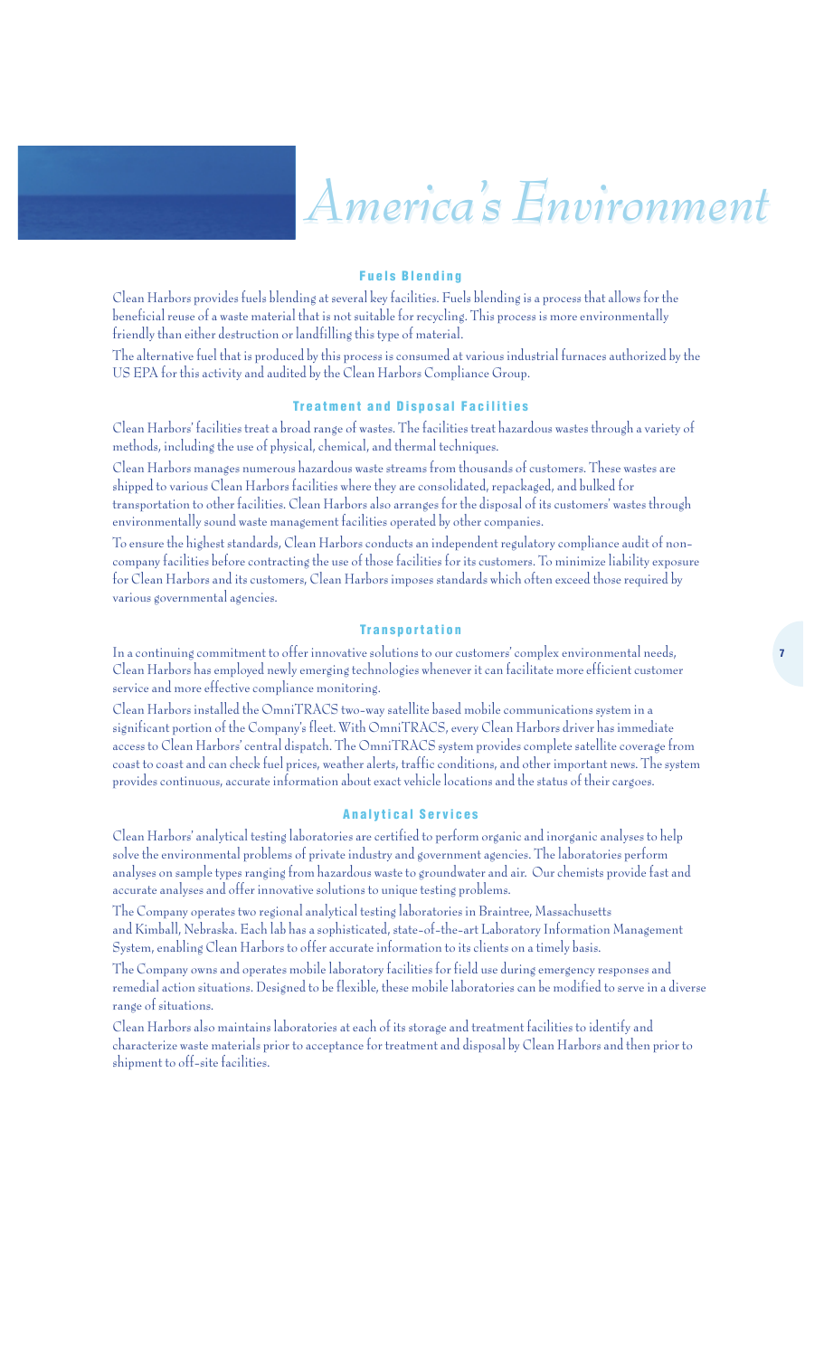# America's Environment

## Fuels Blending

Clean Harbors provides fuels blending at several key facilities. Fuels blending is a process that allows for the beneficial reuse of a waste material that is not suitable for recycling. This process is more environmentally friendly than either destruction or landfilling this type of material.

The alternative fuel that is produced by this process is consumed at various industrial furnaces authorized by the US EPA for this activity and audited by the Clean Harbors Compliance Group.

## Treatment and Disposal Facilities

Clean Harbors' facilities treat a broad range of wastes. The facilities treat hazardous wastes through a variety of methods, including the use of physical, chemical, and thermal techniques.

Clean Harbors manages numerous hazardous waste streams from thousands of customers. These wastes are shipped to various Clean Harbors facilities where they are consolidated, repackaged, and bulked for transportation to other facilities. Clean Harbors also arranges for the disposal of its customers' wastes through environmentally sound waste management facilities operated by other companies.

To ensure the highest standards, Clean Harbors conducts an independent regulatory compliance audit of non-company facilities before contracting the use of those facilities for its customers. To minimize liability exposure for Clean Harbors and its customers, Clean Harbors imposes standards which often exceed those required by various governmental agencies.

## Transportation

In a continuing commitment to offer innovative solutions to our customers' complex environmental needs, Clean Harbors has employed newly emerging technologies whenever it can facilitate more efficient customer service and more effective compliance monitoring.

Clean Harbors installed the OmniTRACS two-way satellite based mobile communications system in a significant portion of the Company's fleet. With OmniTRACS, every Clean Harbors driver has immediate access to Clean Harbors' central dispatch. The OmniTRACS system provides complete satellite coverage from coast to coast and can check fuel prices, weather alerts, traffic conditions, and other important news. The system provides continuous, accurate information about exact vehicle locations and the status of their cargoes.

## Analytical Services

Clean Harbors' analytical testing laboratories are certified to perform organic and inorganic analyses to help solve the environmental problems of private industry and government agencies. The laboratories perform analyses on sample types ranging from hazardous waste to groundwater and air. Our chemists provide fast and accurate analyses and offer innovative solutions to unique testing problems.

The Company operates two regional analytical testing laboratories in Braintree, Massachusetts and Kimball, Nebraska. Each lab has a sophisticated, state-of-the-art Laboratory Information Management System, enabling Clean Harbors to offer accurate information to its clients on a timely basis.

The Company owns and operates mobile laboratory facilities for field use during emergency responses and remedial action situations. Designed to be flexible, these mobile laboratories can be modified to serve in a diverse range of situations.

Clean Harbors also maintains laboratories at each of its storage and treatment facilities to identify and characterize waste materials prior to acceptance for treatment and disposal by Clean Harbors and then prior to shipment to off-site facilities.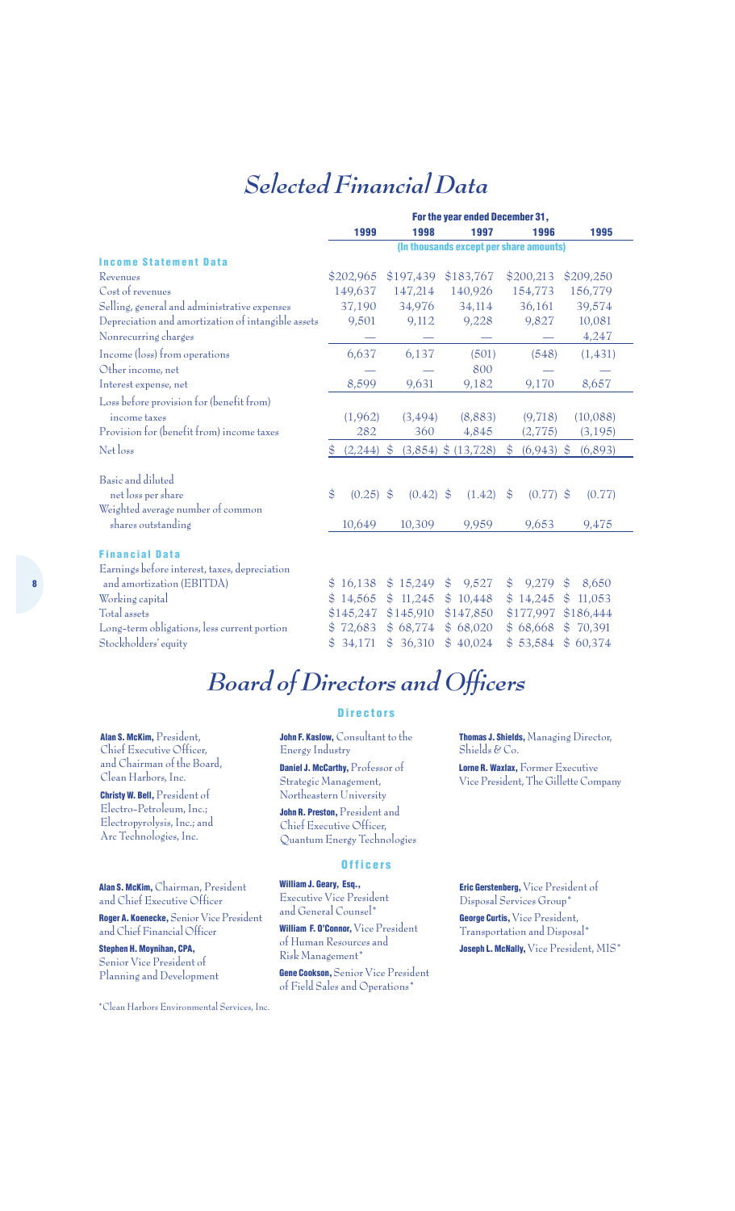# *Selected Financial Data*

| | For the year ended December 31, | | | | |
|---|---|---|---|---|---|
| | **1999** | **1998** | **1997** | **1996** | **1995** |
| | (In thousands except per share amounts) | | | | |
| **Income Statement Data** | | | | | |
| Revenues | $202,965 | $197,439 | $183,767 | $200,213 | $209,250 |
| Cost of revenues | 149,637 | 147,214 | 140,926 | 154,773 | 156,779 |
| Selling, general and administrative expenses | 37,190 | 34,976 | 34,114 | 36,161 | 39,574 |
| Depreciation and amortization of intangible assets | 9,501 | 9,112 | 9,228 | 9,827 | 10,081 |
| Nonrecurring charges | — | — | — | — | 4,247 |
| Income (loss) from operations | 6,637 | 6,137 | (501) | (548) | (1,431) |
| Other income, net | — | — | 800 | — | — |
| Interest expense, net | 8,599 | 9,631 | 9,182 | 9,170 | 8,657 |
| Loss before provision for (benefit from) income taxes | (1,962) | (3,494) | (8,883) | (9,718) | (10,088) |
| Provision for (benefit from) income taxes | 282 | 360 | 4,845 | (2,775) | (3,195) |
| Net loss | $ (2,244) | $ (3,854) | $ (13,728) | $ (6,943) | $ (6,893) |
| Basic and diluted net loss per share | $ (0.25) | $ (0.42) | $ (1.42) | $ (0.77) | $ (0.77) |
| Weighted average number of common shares outstanding | 10,649 | 10,309 | 9,959 | 9,653 | 9,475 |
| **Financial Data** | | | | | |
| Earnings before interest, taxes, depreciation and amortization (EBITDA) | $ 16,138 | $ 15,249 | $ 9,527 | $ 9,279 | $ 8,650 |
| Working capital | $ 14,565 | $ 11,245 | $ 10,448 | $ 14,245 | $ 11,053 |
| Total assets | $145,247 | $145,910 | $147,850 | $177,997 | $186,444 |
| Long-term obligations, less current portion | $ 72,683 | $ 68,774 | $ 68,020 | $ 68,668 | $ 70,391 |
| Stockholders' equity | $ 34,171 | $ 36,310 | $ 40,024 | $ 53,584 | $ 60,374 |

# *Board of Directors and Officers*

## Directors

**Alan S. McKim,** President, Chief Executive Officer, and Chairman of the Board, Clean Harbors, Inc.

**Christy W. Bell,** President of Electro-Petroleum, Inc.; Electropyrolysis, Inc.; and Arc Technologies, Inc.

**John F. Kaslow,** Consultant to the Energy Industry

**Daniel J. McCarthy,** Professor of Strategic Management, Northeastern University

**John R. Preston,** President and Chief Executive Officer, Quantum Energy Technologies

**Thomas J. Shields,** Managing Director, Shields & Co.

**Lorne R. Waxlax,** Former Executive Vice President, The Gillette Company

## Officers

**Alan S. McKim,** Chairman, President and Chief Executive Officer

**Roger A. Koenecke,** Senior Vice President and Chief Financial Officer

**Stephen H. Moynihan, CPA,** Senior Vice President of Planning and Development

**William J. Geary, Esq.,** Executive Vice President and General Counsel*

**William F. O'Connor,** Vice President of Human Resources and Risk Management*

**Gene Cookson,** Senior Vice President of Field Sales and Operations*

**Eric Gerstenberg,** Vice President of Disposal Services Group*

**George Curtis,** Vice President, Transportation and Disposal*

**Joseph L. McNally,** Vice President, MIS*

*Clean Harbors Environmental Services, Inc.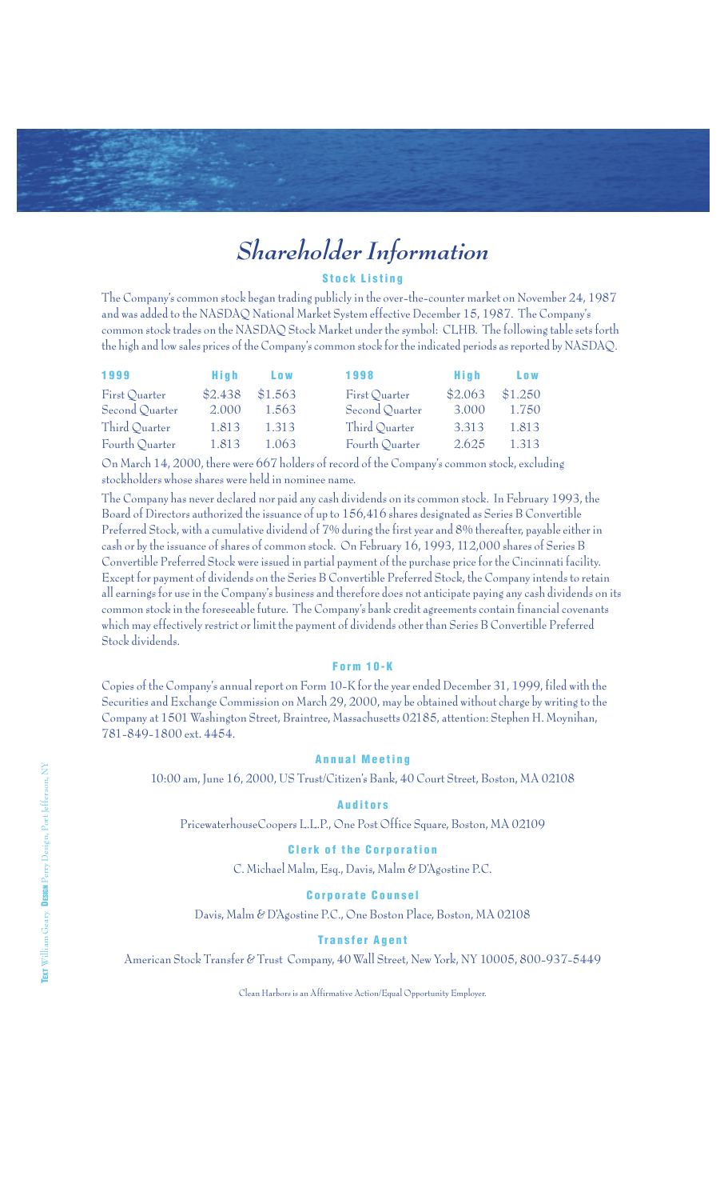# Shareholder Information

## Stock Listing

The Company's common stock began trading publicly in the over-the-counter market on November 24, 1987 and was added to the NASDAQ National Market System effective December 15, 1987. The Company's common stock trades on the NASDAQ Stock Market under the symbol: CLHB. The following table sets forth the high and low sales prices of the Company's common stock for the indicated periods as reported by NASDAQ.

| 1999 | High | Low | 1998 | High | Low |
|---|---|---|---|---|---|
| First Quarter | $2.438 | $1.563 | First Quarter | $2.063 | $1.250 |
| Second Quarter | 2.000 | 1.563 | Second Quarter | 3.000 | 1.750 |
| Third Quarter | 1.813 | 1.313 | Third Quarter | 3.313 | 1.813 |
| Fourth Quarter | 1.813 | 1.063 | Fourth Quarter | 2.625 | 1.313 |

On March 14, 2000, there were 667 holders of record of the Company's common stock, excluding stockholders whose shares were held in nominee name.

The Company has never declared nor paid any cash dividends on its common stock. In February 1993, the Board of Directors authorized the issuance of up to 156,416 shares designated as Series B Convertible Preferred Stock, with a cumulative dividend of 7% during the first year and 8% thereafter, payable either in cash or by the issuance of shares of common stock. On February 16, 1993, 112,000 shares of Series B Convertible Preferred Stock were issued in partial payment of the purchase price for the Cincinnati facility. Except for payment of dividends on the Series B Convertible Preferred Stock, the Company intends to retain all earnings for use in the Company's business and therefore does not anticipate paying any cash dividends on its common stock in the foreseeable future. The Company's bank credit agreements contain financial covenants which may effectively restrict or limit the payment of dividends other than Series B Convertible Preferred Stock dividends.

## Form 10-K

Copies of the Company's annual report on Form 10-K for the year ended December 31, 1999, filed with the Securities and Exchange Commission on March 29, 2000, may be obtained without charge by writing to the Company at 1501 Washington Street, Braintree, Massachusetts 02185, attention: Stephen H. Moynihan, 781-849-1800 ext. 4454.

## Annual Meeting

10:00 am, June 16, 2000, US Trust/Citizen's Bank, 40 Court Street, Boston, MA 02108

## Auditors

PricewaterhouseCoopers L.L.P., One Post Office Square, Boston, MA 02109

## Clerk of the Corporation

C. Michael Malm, Esq., Davis, Malm & D'Agostine P.C.

## Corporate Counsel

Davis, Malm & D'Agostine P.C., One Boston Place, Boston, MA 02108

## Transfer Agent

American Stock Transfer & Trust Company, 40 Wall Street, New York, NY 10005, 800-937-5449

Clean Harbors is an Affirmative Action/Equal Opportunity Employer.

**Text** William Geary **Design** Perry Design, Port Jefferson, NY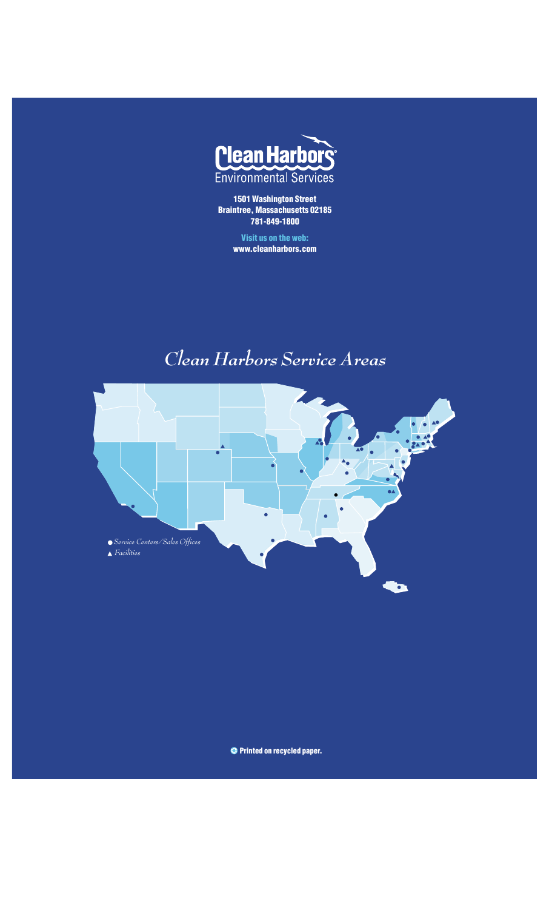Clean Harbors
Environmental Services

**1501 Washington Street**
**Braintree, Massachusetts 02185**
**781-849-1800**

**Visit us on the web:**
**www.cleanharbors.com**

## *Clean Harbors Service Areas*

● *Service Centers/Sales Offices*
▲ *Facilities*

**Printed on recycled paper.**